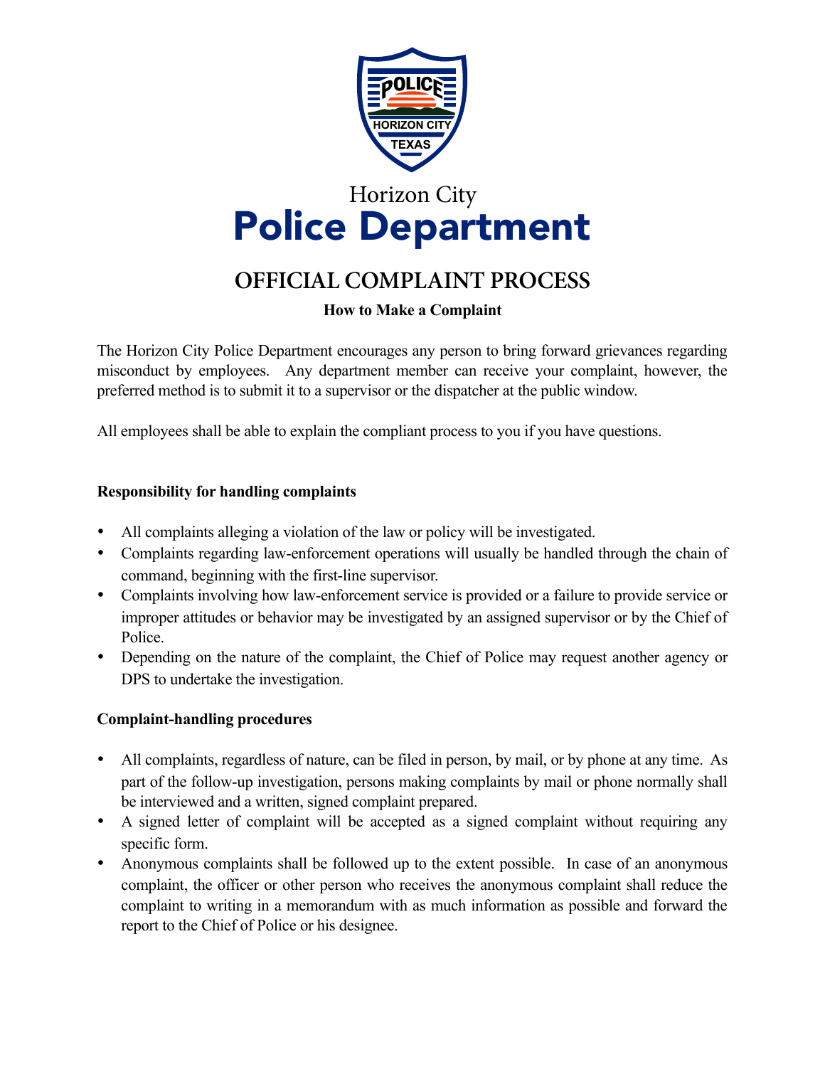# Horizon City Police Department

## OFFICIAL COMPLAINT PROCESS

**How to Make a Complaint**

The Horizon City Police Department encourages any person to bring forward grievances regarding misconduct by employees. Any department member can receive your complaint, however, the preferred method is to submit it to a supervisor or the dispatcher at the public window.

All employees shall be able to explain the compliant process to you if you have questions.

### Responsibility for handling complaints

- All complaints alleging a violation of the law or policy will be investigated.
- Complaints regarding law-enforcement operations will usually be handled through the chain of command, beginning with the first-line supervisor.
- Complaints involving how law-enforcement service is provided or a failure to provide service or improper attitudes or behavior may be investigated by an assigned supervisor or by the Chief of Police.
- Depending on the nature of the complaint, the Chief of Police may request another agency or DPS to undertake the investigation.

### Complaint-handling procedures

- All complaints, regardless of nature, can be filed in person, by mail, or by phone at any time. As part of the follow-up investigation, persons making complaints by mail or phone normally shall be interviewed and a written, signed complaint prepared.
- A signed letter of complaint will be accepted as a signed complaint without requiring any specific form.
- Anonymous complaints shall be followed up to the extent possible. In case of an anonymous complaint, the officer or other person who receives the anonymous complaint shall reduce the complaint to writing in a memorandum with as much information as possible and forward the report to the Chief of Police or his designee.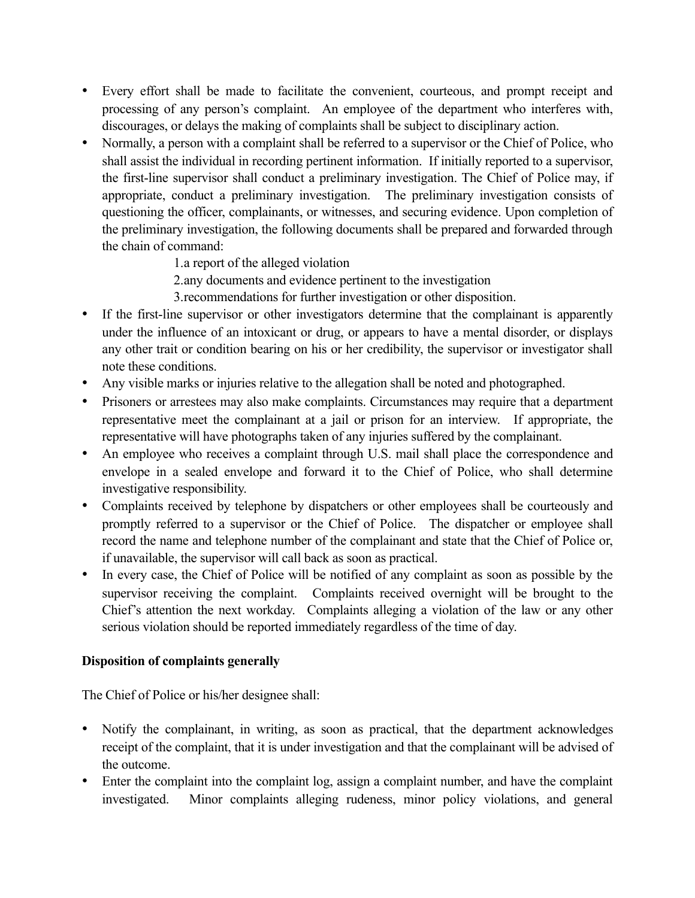- Every effort shall be made to facilitate the convenient, courteous, and prompt receipt and processing of any person's complaint. An employee of the department who interferes with, discourages, or delays the making of complaints shall be subject to disciplinary action.
- Normally, a person with a complaint shall be referred to a supervisor or the Chief of Police, who shall assist the individual in recording pertinent information. If initially reported to a supervisor, the first-line supervisor shall conduct a preliminary investigation. The Chief of Police may, if appropriate, conduct a preliminary investigation. The preliminary investigation consists of questioning the officer, complainants, or witnesses, and securing evidence. Upon completion of the preliminary investigation, the following documents shall be prepared and forwarded through the chain of command:
    1. a report of the alleged violation
    2. any documents and evidence pertinent to the investigation
    3. recommendations for further investigation or other disposition.
- If the first-line supervisor or other investigators determine that the complainant is apparently under the influence of an intoxicant or drug, or appears to have a mental disorder, or displays any other trait or condition bearing on his or her credibility, the supervisor or investigator shall note these conditions.
- Any visible marks or injuries relative to the allegation shall be noted and photographed.
- Prisoners or arrestees may also make complaints. Circumstances may require that a department representative meet the complainant at a jail or prison for an interview. If appropriate, the representative will have photographs taken of any injuries suffered by the complainant.
- An employee who receives a complaint through U.S. mail shall place the correspondence and envelope in a sealed envelope and forward it to the Chief of Police, who shall determine investigative responsibility.
- Complaints received by telephone by dispatchers or other employees shall be courteously and promptly referred to a supervisor or the Chief of Police. The dispatcher or employee shall record the name and telephone number of the complainant and state that the Chief of Police or, if unavailable, the supervisor will call back as soon as practical.
- In every case, the Chief of Police will be notified of any complaint as soon as possible by the supervisor receiving the complaint. Complaints received overnight will be brought to the Chief's attention the next workday. Complaints alleging a violation of the law or any other serious violation should be reported immediately regardless of the time of day.

**Disposition of complaints generally**

The Chief of Police or his/her designee shall:

- Notify the complainant, in writing, as soon as practical, that the department acknowledges receipt of the complaint, that it is under investigation and that the complainant will be advised of the outcome.
- Enter the complaint into the complaint log, assign a complaint number, and have the complaint investigated. Minor complaints alleging rudeness, minor policy violations, and general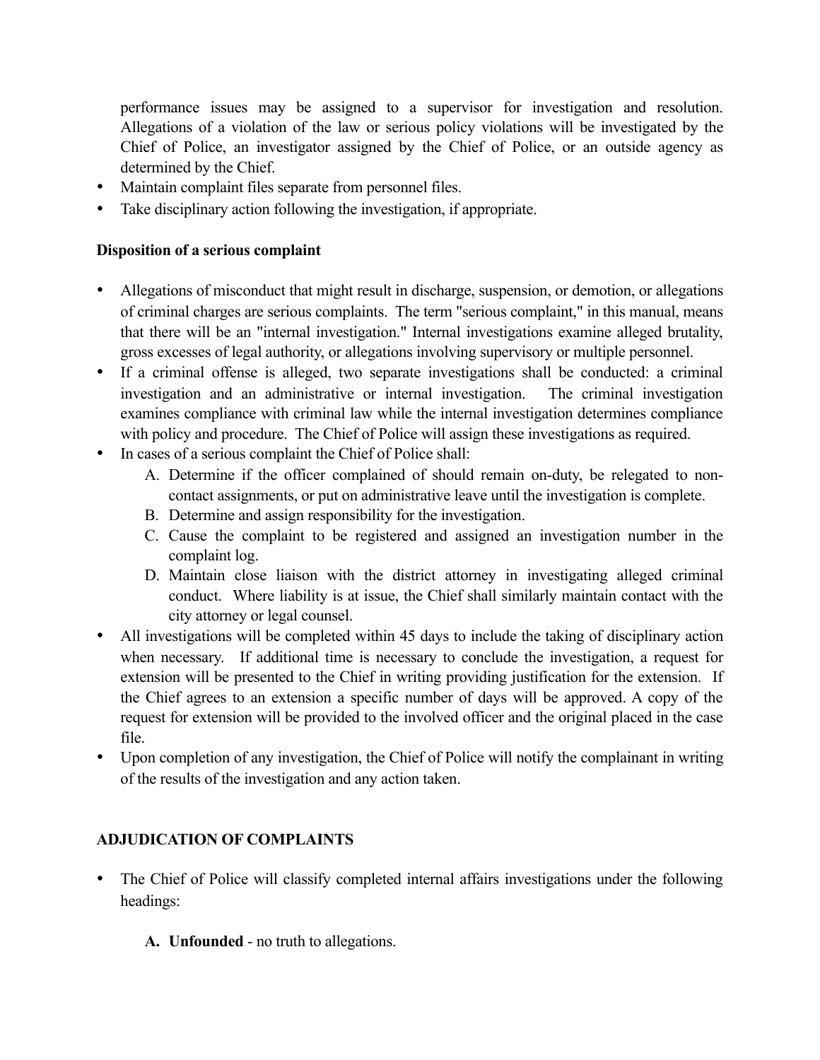performance issues may be assigned to a supervisor for investigation and resolution. Allegations of a violation of the law or serious policy violations will be investigated by the Chief of Police, an investigator assigned by the Chief of Police, or an outside agency as determined by the Chief.

- Maintain complaint files separate from personnel files.
- Take disciplinary action following the investigation, if appropriate.

**Disposition of a serious complaint**

- Allegations of misconduct that might result in discharge, suspension, or demotion, or allegations of criminal charges are serious complaints. The term "serious complaint," in this manual, means that there will be an "internal investigation." Internal investigations examine alleged brutality, gross excesses of legal authority, or allegations involving supervisory or multiple personnel.
- If a criminal offense is alleged, two separate investigations shall be conducted: a criminal investigation and an administrative or internal investigation. The criminal investigation examines compliance with criminal law while the internal investigation determines compliance with policy and procedure. The Chief of Police will assign these investigations as required.
- In cases of a serious complaint the Chief of Police shall:
  A. Determine if the officer complained of should remain on-duty, be relegated to non-contact assignments, or put on administrative leave until the investigation is complete.
  B. Determine and assign responsibility for the investigation.
  C. Cause the complaint to be registered and assigned an investigation number in the complaint log.
  D. Maintain close liaison with the district attorney in investigating alleged criminal conduct. Where liability is at issue, the Chief shall similarly maintain contact with the city attorney or legal counsel.
- All investigations will be completed within 45 days to include the taking of disciplinary action when necessary. If additional time is necessary to conclude the investigation, a request for extension will be presented to the Chief in writing providing justification for the extension. If the Chief agrees to an extension a specific number of days will be approved. A copy of the request for extension will be provided to the involved officer and the original placed in the case file.
- Upon completion of any investigation, the Chief of Police will notify the complainant in writing of the results of the investigation and any action taken.

**ADJUDICATION OF COMPLAINTS**

- The Chief of Police will classify completed internal affairs investigations under the following headings:

  **A. Unfounded** - no truth to allegations.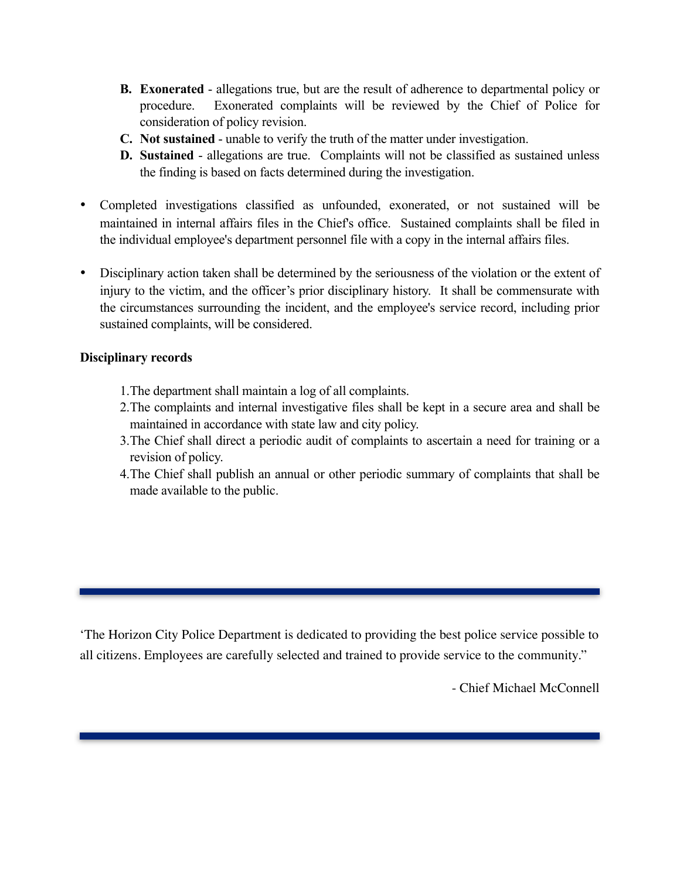B. **Exonerated** - allegations true, but are the result of adherence to departmental policy or procedure. Exonerated complaints will be reviewed by the Chief of Police for consideration of policy revision.
C. **Not sustained** - unable to verify the truth of the matter under investigation.
D. **Sustained** - allegations are true. Complaints will not be classified as sustained unless the finding is based on facts determined during the investigation.

- Completed investigations classified as unfounded, exonerated, or not sustained will be maintained in internal affairs files in the Chief's office. Sustained complaints shall be filed in the individual employee's department personnel file with a copy in the internal affairs files.

- Disciplinary action taken shall be determined by the seriousness of the violation or the extent of injury to the victim, and the officer's prior disciplinary history. It shall be commensurate with the circumstances surrounding the incident, and the employee's service record, including prior sustained complaints, will be considered.

**Disciplinary records**

1. The department shall maintain a log of all complaints.
2. The complaints and internal investigative files shall be kept in a secure area and shall be maintained in accordance with state law and city policy.
3. The Chief shall direct a periodic audit of complaints to ascertain a need for training or a revision of policy.
4. The Chief shall publish an annual or other periodic summary of complaints that shall be made available to the public.

---

'The Horizon City Police Department is dedicated to providing the best police service possible to all citizens. Employees are carefully selected and trained to provide service to the community."

- Chief Michael McConnell

---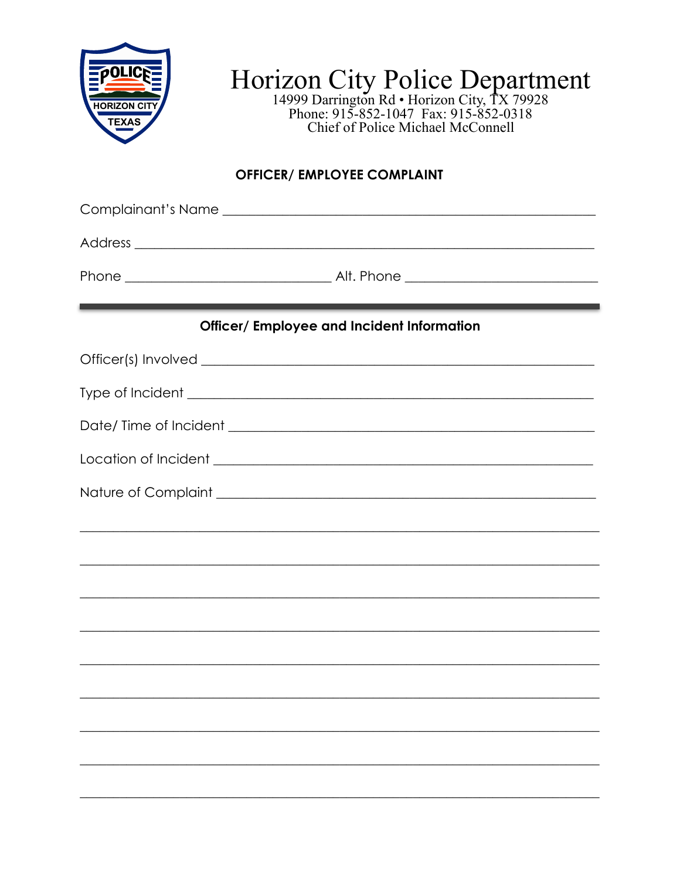# Horizon City Police Department

14999 Darrington Rd • Horizon City, TX 79928
Phone: 915-852-1047 Fax: 915-852-0318
Chief of Police Michael McConnell

## OFFICER/ EMPLOYEE COMPLAINT

Complainant's Name ____________________________________________

Address ____________________________________________

Phone ______________________ Alt. Phone ______________________

---

### Officer/ Employee and Incident Information

Officer(s) Involved ____________________________________________

Type of Incident ____________________________________________

Date/ Time of Incident ____________________________________________

Location of Incident ____________________________________________

Nature of Complaint ____________________________________________

____________________________________________________________

____________________________________________________________

____________________________________________________________

____________________________________________________________

____________________________________________________________

____________________________________________________________

____________________________________________________________

____________________________________________________________

____________________________________________________________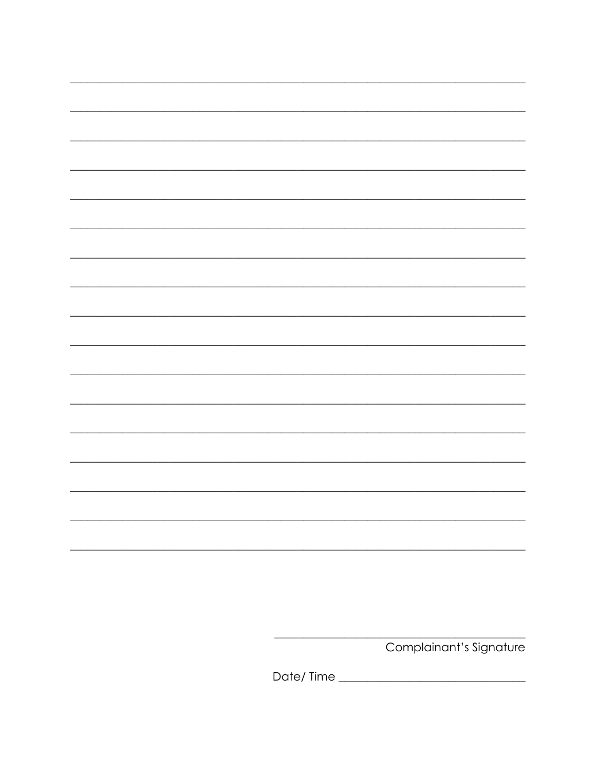\_\_\_\_\_\_\_\_\_\_\_\_\_\_\_\_\_\_\_\_\_\_\_\_\_\_\_\_\_\_\_\_\_\_\_\_\_\_\_\_\_\_\_\_\_\_\_\_\_\_\_\_\_\_\_\_\_\_\_\_\_\_\_\_\_\_\_\_\_\_\_\_\_\_\_\_\_\_

\_\_\_\_\_\_\_\_\_\_\_\_\_\_\_\_\_\_\_\_\_\_\_\_\_\_\_\_\_\_\_\_\_\_\_\_\_\_\_\_\_\_\_\_\_\_\_\_\_\_\_\_\_\_\_\_\_\_\_\_\_\_\_\_\_\_\_\_\_\_\_\_\_\_\_\_\_\_

\_\_\_\_\_\_\_\_\_\_\_\_\_\_\_\_\_\_\_\_\_\_\_\_\_\_\_\_\_\_\_\_\_\_\_\_\_\_\_\_\_\_\_\_\_\_\_\_\_\_\_\_\_\_\_\_\_\_\_\_\_\_\_\_\_\_\_\_\_\_\_\_\_\_\_\_\_\_

\_\_\_\_\_\_\_\_\_\_\_\_\_\_\_\_\_\_\_\_\_\_\_\_\_\_\_\_\_\_\_\_\_\_\_\_\_\_\_\_\_\_\_\_\_\_\_\_\_\_\_\_\_\_\_\_\_\_\_\_\_\_\_\_\_\_\_\_\_\_\_\_\_\_\_\_\_\_

\_\_\_\_\_\_\_\_\_\_\_\_\_\_\_\_\_\_\_\_\_\_\_\_\_\_\_\_\_\_\_\_\_\_\_\_\_\_\_\_\_\_\_\_\_\_\_\_\_\_\_\_\_\_\_\_\_\_\_\_\_\_\_\_\_\_\_\_\_\_\_\_\_\_\_\_\_\_

\_\_\_\_\_\_\_\_\_\_\_\_\_\_\_\_\_\_\_\_\_\_\_\_\_\_\_\_\_\_\_\_\_\_\_\_\_\_\_\_\_\_\_\_\_\_\_\_\_\_\_\_\_\_\_\_\_\_\_\_\_\_\_\_\_\_\_\_\_\_\_\_\_\_\_\_\_\_

\_\_\_\_\_\_\_\_\_\_\_\_\_\_\_\_\_\_\_\_\_\_\_\_\_\_\_\_\_\_\_\_\_\_\_\_\_\_\_\_\_\_\_\_\_\_\_\_\_\_\_\_\_\_\_\_\_\_\_\_\_\_\_\_\_\_\_\_\_\_\_\_\_\_\_\_\_\_

\_\_\_\_\_\_\_\_\_\_\_\_\_\_\_\_\_\_\_\_\_\_\_\_\_\_\_\_\_\_\_\_\_\_\_\_\_\_\_\_\_\_\_\_\_\_\_\_\_\_\_\_\_\_\_\_\_\_\_\_\_\_\_\_\_\_\_\_\_\_\_\_\_\_\_\_\_\_

\_\_\_\_\_\_\_\_\_\_\_\_\_\_\_\_\_\_\_\_\_\_\_\_\_\_\_\_\_\_\_\_\_\_\_\_\_\_\_\_\_\_\_\_\_\_\_\_\_\_\_\_\_\_\_\_\_\_\_\_\_\_\_\_\_\_\_\_\_\_\_\_\_\_\_\_\_\_

\_\_\_\_\_\_\_\_\_\_\_\_\_\_\_\_\_\_\_\_\_\_\_\_\_\_\_\_\_\_\_\_\_\_\_\_\_\_\_\_\_\_\_\_\_\_\_\_\_\_\_\_\_\_\_\_\_\_\_\_\_\_\_\_\_\_\_\_\_\_\_\_\_\_\_\_\_\_

\_\_\_\_\_\_\_\_\_\_\_\_\_\_\_\_\_\_\_\_\_\_\_\_\_\_\_\_\_\_\_\_\_\_\_\_\_\_\_\_\_\_\_\_\_\_\_\_\_\_\_\_\_\_\_\_\_\_\_\_\_\_\_\_\_\_\_\_\_\_\_\_\_\_\_\_\_\_

\_\_\_\_\_\_\_\_\_\_\_\_\_\_\_\_\_\_\_\_\_\_\_\_\_\_\_\_\_\_\_\_\_\_\_\_\_\_\_\_\_\_\_\_\_\_\_\_\_\_\_\_\_\_\_\_\_\_\_\_\_\_\_\_\_\_\_\_\_\_\_\_\_\_\_\_\_\_

\_\_\_\_\_\_\_\_\_\_\_\_\_\_\_\_\_\_\_\_\_\_\_\_\_\_\_\_\_\_\_\_\_\_\_\_\_\_\_\_\_\_\_\_\_\_\_\_\_\_\_\_\_\_\_\_\_\_\_\_\_\_\_\_\_\_\_\_\_\_\_\_\_\_\_\_\_\_

\_\_\_\_\_\_\_\_\_\_\_\_\_\_\_\_\_\_\_\_\_\_\_\_\_\_\_\_\_\_\_\_\_\_\_\_\_\_\_\_\_\_\_\_\_\_\_\_\_\_\_\_\_\_\_\_\_\_\_\_\_\_\_\_\_\_\_\_\_\_\_\_\_\_\_\_\_\_

\_\_\_\_\_\_\_\_\_\_\_\_\_\_\_\_\_\_\_\_\_\_\_\_\_\_\_\_\_\_\_\_\_\_\_\_\_\_\_\_\_\_\_\_\_\_\_\_\_\_\_\_\_\_\_\_\_\_\_\_\_\_\_\_\_\_\_\_\_\_\_\_\_\_\_\_\_\_

\_\_\_\_\_\_\_\_\_\_\_\_\_\_\_\_\_\_\_\_\_\_\_\_\_\_\_\_\_\_\_\_\_\_\_\_\_\_\_\_\_\_\_\_\_\_\_\_\_\_\_\_\_\_\_\_\_\_\_\_\_\_\_\_\_\_\_\_\_\_\_\_\_\_\_\_\_\_

\_\_\_\_\_\_\_\_\_\_\_\_\_\_\_\_\_\_\_\_\_\_\_\_\_\_\_\_\_\_\_\_\_\_\_\_\_\_\_\_\_\_\_\_\_\_\_\_\_\_\_\_\_\_\_\_\_\_\_\_\_\_\_\_\_\_\_\_\_\_\_\_\_\_\_\_\_\_

\_\_\_\_\_\_\_\_\_\_\_\_\_\_\_\_\_\_\_\_\_\_\_\_\_\_\_\_\_\_\_\_\_\_\_\_\_\_\_\_\_\_\_\_\_\_

Complainant's Signature

Date/ Time \_\_\_\_\_\_\_\_\_\_\_\_\_\_\_\_\_\_\_\_\_\_\_\_\_\_\_\_\_\_\_\_\_\_\_\_